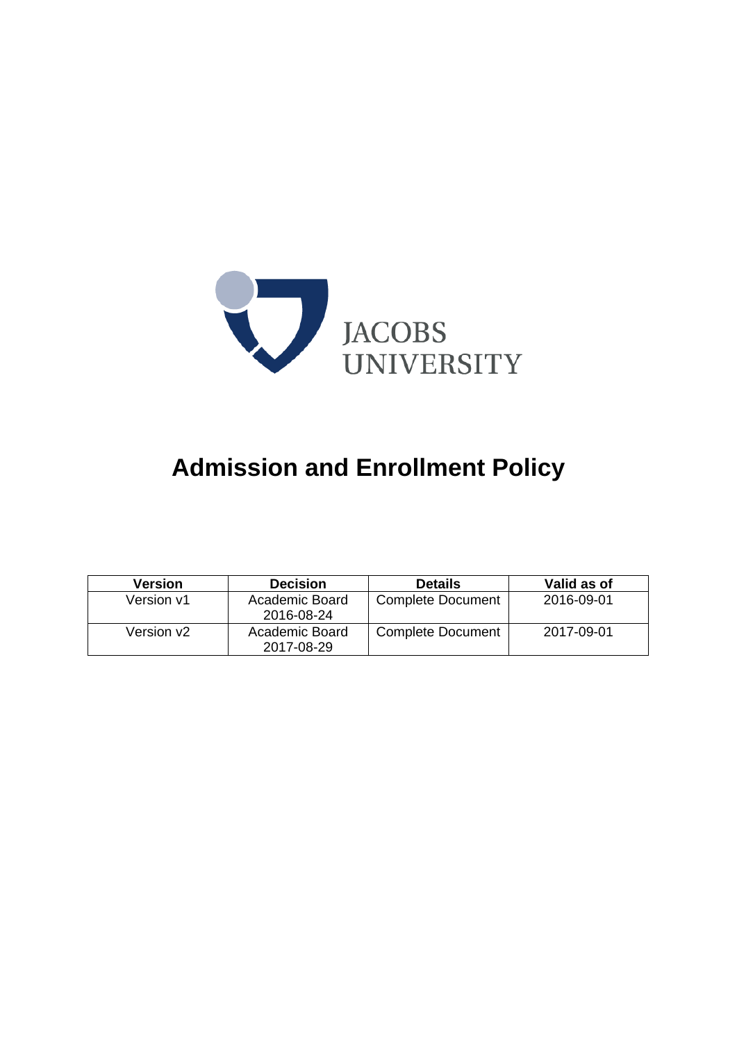JACOBS UNIVERSITY

# Admission and Enrollment Policy

| Version | Decision | Details | Valid as of |
|---|---|---|---|
| Version v1 | Academic Board 2016-08-24 | Complete Document | 2016-09-01 |
| Version v2 | Academic Board 2017-08-29 | Complete Document | 2017-09-01 |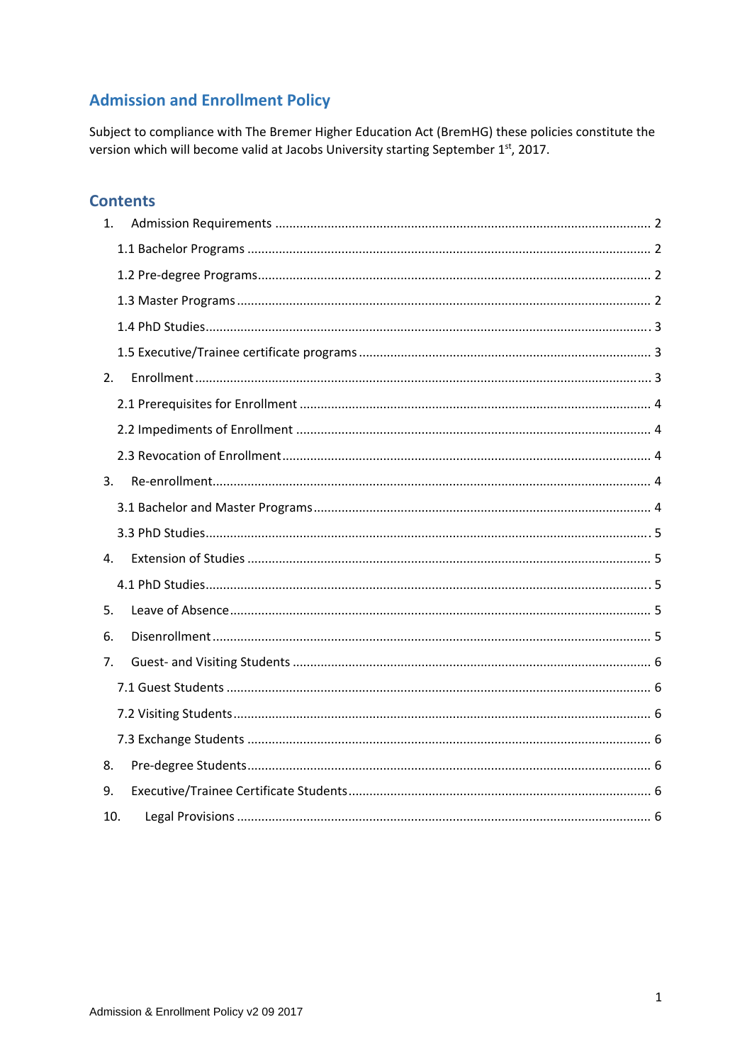# Admission and Enrollment Policy

Subject to compliance with The Bremer Higher Education Act (BremHG) these policies constitute the version which will become valid at Jacobs University starting September 1st, 2017.

## Contents

1. Admission Requirements .......... 2
   - 1.1 Bachelor Programs .......... 2
   - 1.2 Pre-degree Programs .......... 2
   - 1.3 Master Programs .......... 2
   - 1.4 PhD Studies .......... 3
   - 1.5 Executive/Trainee certificate programs .......... 3
2. Enrollment .......... 3
   - 2.1 Prerequisites for Enrollment .......... 4
   - 2.2 Impediments of Enrollment .......... 4
   - 2.3 Revocation of Enrollment .......... 4
3. Re-enrollment .......... 4
   - 3.1 Bachelor and Master Programs .......... 4
   - 3.3 PhD Studies .......... 5
4. Extension of Studies .......... 5
   - 4.1 PhD Studies .......... 5
5. Leave of Absence .......... 5
6. Disenrollment .......... 5
7. Guest- and Visiting Students .......... 6
   - 7.1 Guest Students .......... 6
   - 7.2 Visiting Students .......... 6
   - 7.3 Exchange Students .......... 6
8. Pre-degree Students .......... 6
9. Executive/Trainee Certificate Students .......... 6
10. Legal Provisions .......... 6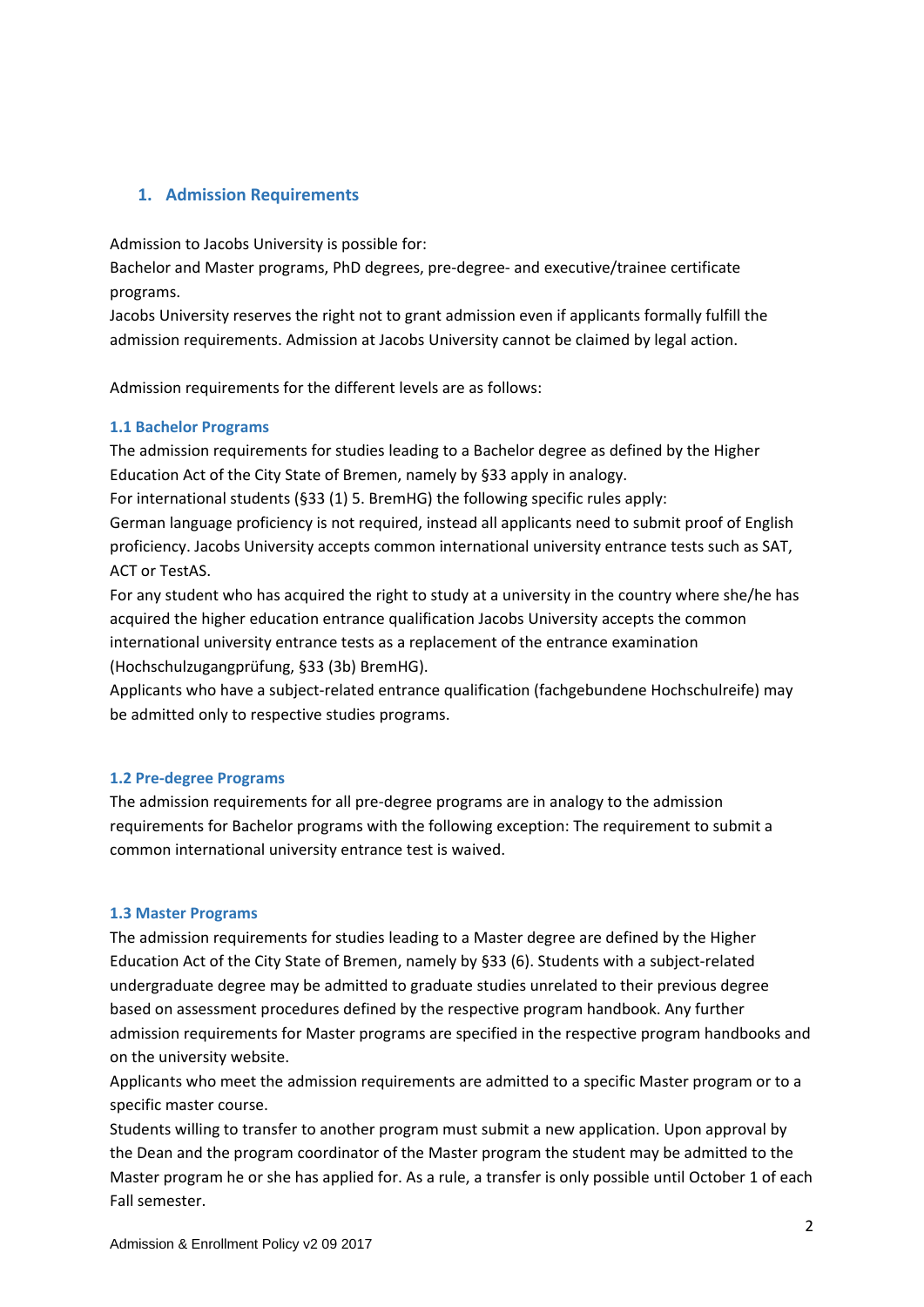## 1. Admission Requirements

Admission to Jacobs University is possible for:
Bachelor and Master programs, PhD degrees, pre-degree- and executive/trainee certificate programs.
Jacobs University reserves the right not to grant admission even if applicants formally fulfill the admission requirements. Admission at Jacobs University cannot be claimed by legal action.

Admission requirements for the different levels are as follows:

### 1.1 Bachelor Programs

The admission requirements for studies leading to a Bachelor degree as defined by the Higher Education Act of the City State of Bremen, namely by §33 apply in analogy.
For international students (§33 (1) 5. BremHG) the following specific rules apply:
German language proficiency is not required, instead all applicants need to submit proof of English proficiency. Jacobs University accepts common international university entrance tests such as SAT, ACT or TestAS.
For any student who has acquired the right to study at a university in the country where she/he has acquired the higher education entrance qualification Jacobs University accepts the common international university entrance tests as a replacement of the entrance examination (Hochschulzugangprüfung, §33 (3b) BremHG).
Applicants who have a subject-related entrance qualification (fachgebundene Hochschulreife) may be admitted only to respective studies programs.

### 1.2 Pre-degree Programs

The admission requirements for all pre-degree programs are in analogy to the admission requirements for Bachelor programs with the following exception: The requirement to submit a common international university entrance test is waived.

### 1.3 Master Programs

The admission requirements for studies leading to a Master degree are defined by the Higher Education Act of the City State of Bremen, namely by §33 (6). Students with a subject-related undergraduate degree may be admitted to graduate studies unrelated to their previous degree based on assessment procedures defined by the respective program handbook. Any further admission requirements for Master programs are specified in the respective program handbooks and on the university website.
Applicants who meet the admission requirements are admitted to a specific Master program or to a specific master course.
Students willing to transfer to another program must submit a new application. Upon approval by the Dean and the program coordinator of the Master program the student may be admitted to the Master program he or she has applied for. As a rule, a transfer is only possible until October 1 of each Fall semester.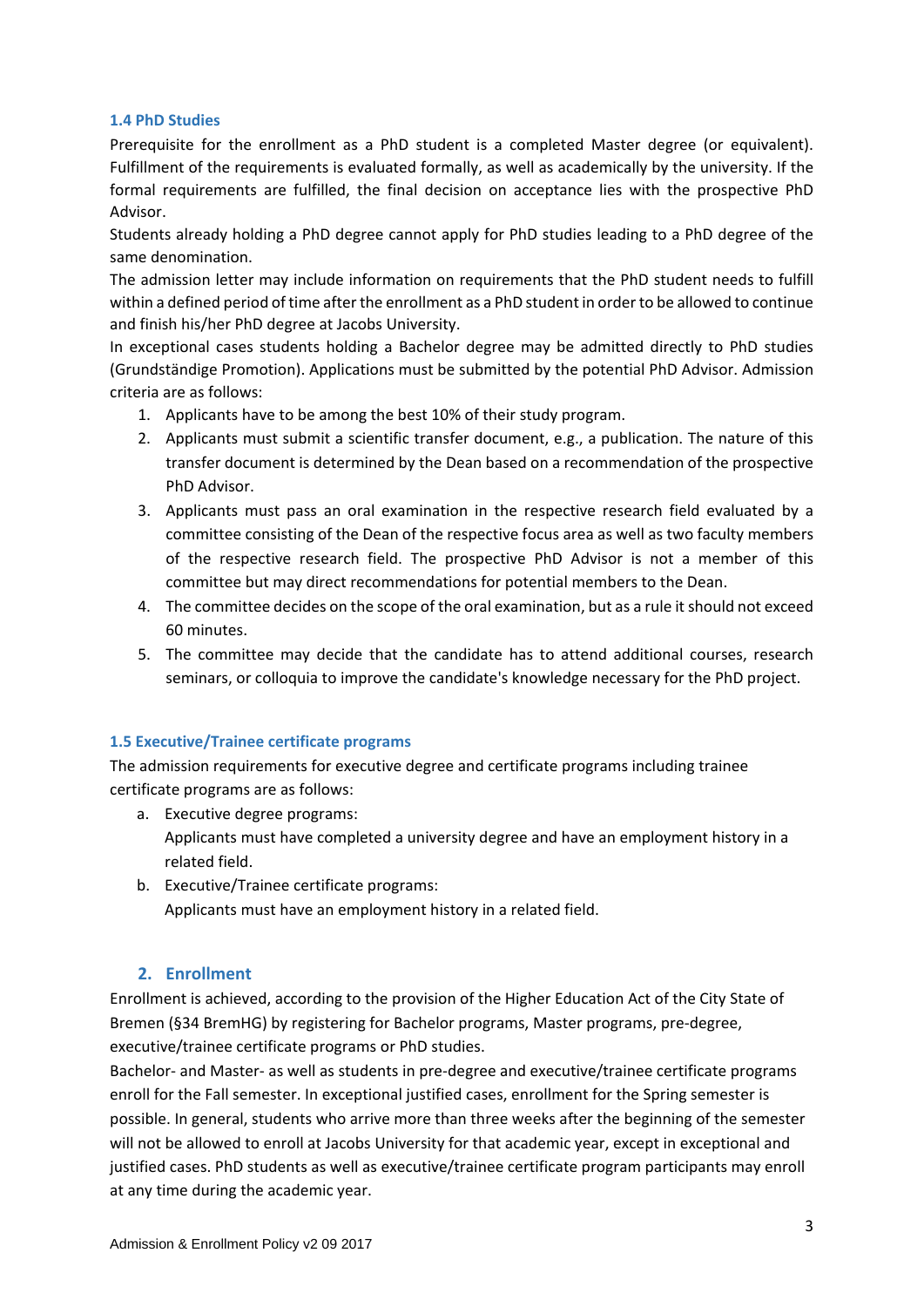### 1.4 PhD Studies

Prerequisite for the enrollment as a PhD student is a completed Master degree (or equivalent). Fulfillment of the requirements is evaluated formally, as well as academically by the university. If the formal requirements are fulfilled, the final decision on acceptance lies with the prospective PhD Advisor.

Students already holding a PhD degree cannot apply for PhD studies leading to a PhD degree of the same denomination.

The admission letter may include information on requirements that the PhD student needs to fulfill within a defined period of time after the enrollment as a PhD student in order to be allowed to continue and finish his/her PhD degree at Jacobs University.

In exceptional cases students holding a Bachelor degree may be admitted directly to PhD studies (Grundständige Promotion). Applications must be submitted by the potential PhD Advisor. Admission criteria are as follows:

1. Applicants have to be among the best 10% of their study program.
2. Applicants must submit a scientific transfer document, e.g., a publication. The nature of this transfer document is determined by the Dean based on a recommendation of the prospective PhD Advisor.
3. Applicants must pass an oral examination in the respective research field evaluated by a committee consisting of the Dean of the respective focus area as well as two faculty members of the respective research field. The prospective PhD Advisor is not a member of this committee but may direct recommendations for potential members to the Dean.
4. The committee decides on the scope of the oral examination, but as a rule it should not exceed 60 minutes.
5. The committee may decide that the candidate has to attend additional courses, research seminars, or colloquia to improve the candidate's knowledge necessary for the PhD project.

### 1.5 Executive/Trainee certificate programs

The admission requirements for executive degree and certificate programs including trainee certificate programs are as follows:

a. Executive degree programs:
   Applicants must have completed a university degree and have an employment history in a related field.
b. Executive/Trainee certificate programs:
   Applicants must have an employment history in a related field.

## 2. Enrollment

Enrollment is achieved, according to the provision of the Higher Education Act of the City State of Bremen (§34 BremHG) by registering for Bachelor programs, Master programs, pre-degree, executive/trainee certificate programs or PhD studies.

Bachelor- and Master- as well as students in pre-degree and executive/trainee certificate programs enroll for the Fall semester. In exceptional justified cases, enrollment for the Spring semester is possible. In general, students who arrive more than three weeks after the beginning of the semester will not be allowed to enroll at Jacobs University for that academic year, except in exceptional and justified cases. PhD students as well as executive/trainee certificate program participants may enroll at any time during the academic year.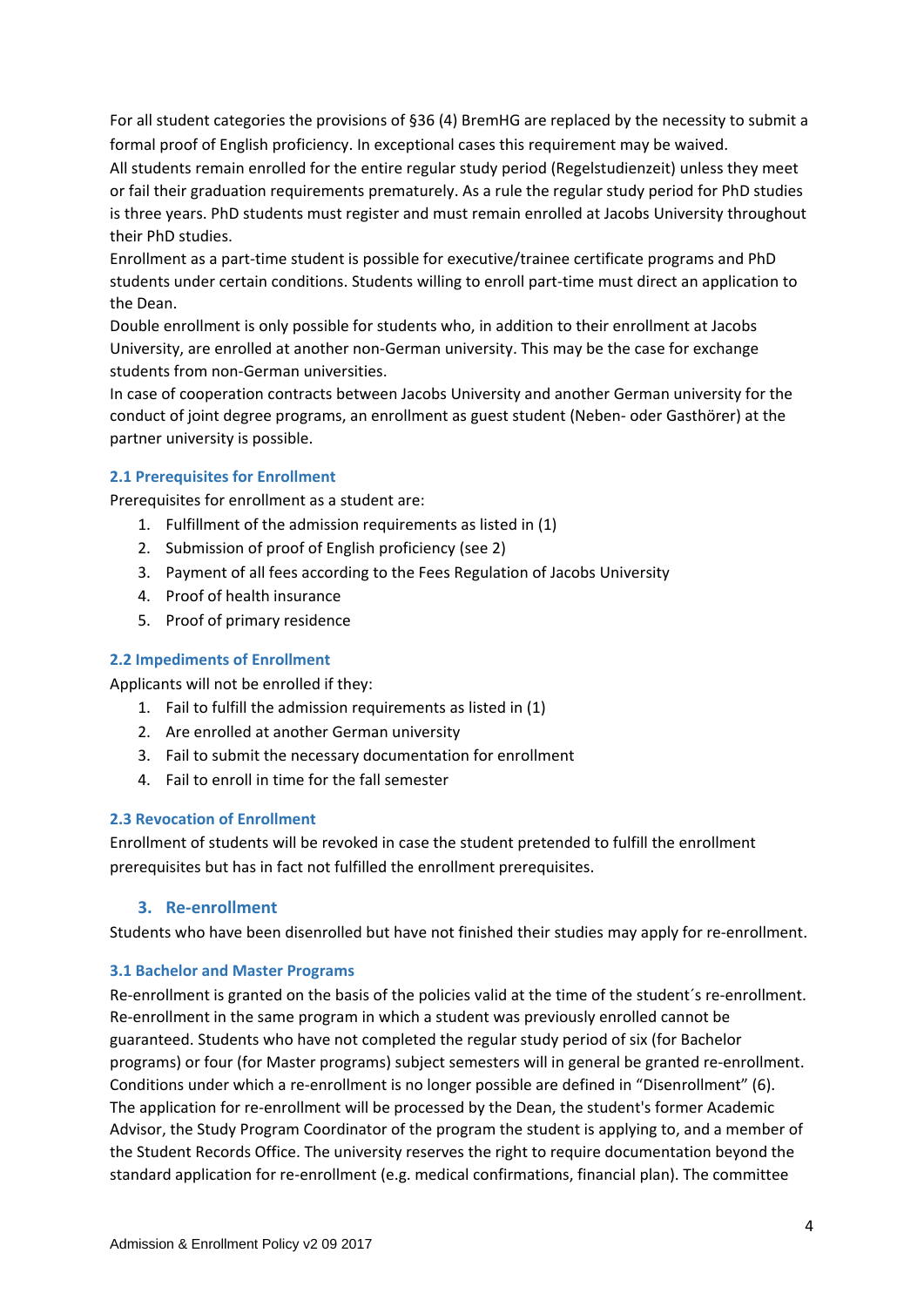For all student categories the provisions of §36 (4) BremHG are replaced by the necessity to submit a formal proof of English proficiency. In exceptional cases this requirement may be waived.
All students remain enrolled for the entire regular study period (Regelstudienzeit) unless they meet or fail their graduation requirements prematurely. As a rule the regular study period for PhD studies is three years. PhD students must register and must remain enrolled at Jacobs University throughout their PhD studies.
Enrollment as a part-time student is possible for executive/trainee certificate programs and PhD students under certain conditions. Students willing to enroll part-time must direct an application to the Dean.
Double enrollment is only possible for students who, in addition to their enrollment at Jacobs University, are enrolled at another non-German university. This may be the case for exchange students from non-German universities.
In case of cooperation contracts between Jacobs University and another German university for the conduct of joint degree programs, an enrollment as guest student (Neben- oder Gasthörer) at the partner university is possible.

### 2.1 Prerequisites for Enrollment

Prerequisites for enrollment as a student are:

1. Fulfillment of the admission requirements as listed in (1)
2. Submission of proof of English proficiency (see 2)
3. Payment of all fees according to the Fees Regulation of Jacobs University
4. Proof of health insurance
5. Proof of primary residence

### 2.2 Impediments of Enrollment

Applicants will not be enrolled if they:

1. Fail to fulfill the admission requirements as listed in (1)
2. Are enrolled at another German university
3. Fail to submit the necessary documentation for enrollment
4. Fail to enroll in time for the fall semester

### 2.3 Revocation of Enrollment

Enrollment of students will be revoked in case the student pretended to fulfill the enrollment prerequisites but has in fact not fulfilled the enrollment prerequisites.

## 3. Re-enrollment

Students who have been disenrolled but have not finished their studies may apply for re-enrollment.

### 3.1 Bachelor and Master Programs

Re-enrollment is granted on the basis of the policies valid at the time of the student´s re-enrollment. Re-enrollment in the same program in which a student was previously enrolled cannot be guaranteed. Students who have not completed the regular study period of six (for Bachelor programs) or four (for Master programs) subject semesters will in general be granted re-enrollment. Conditions under which a re-enrollment is no longer possible are defined in "Disenrollment" (6).
The application for re-enrollment will be processed by the Dean, the student's former Academic Advisor, the Study Program Coordinator of the program the student is applying to, and a member of the Student Records Office. The university reserves the right to require documentation beyond the standard application for re-enrollment (e.g. medical confirmations, financial plan). The committee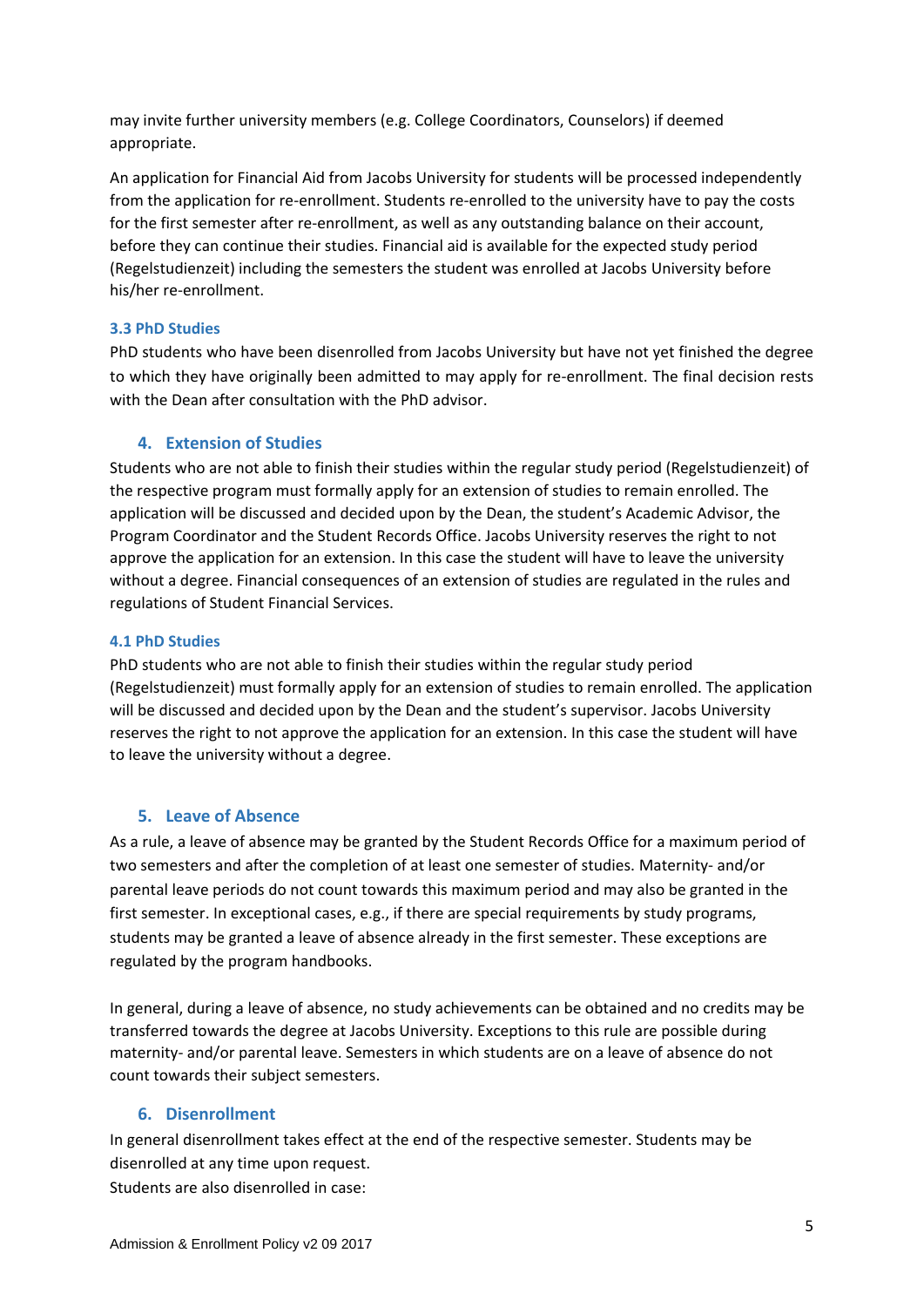may invite further university members (e.g. College Coordinators, Counselors) if deemed appropriate.

An application for Financial Aid from Jacobs University for students will be processed independently from the application for re-enrollment. Students re-enrolled to the university have to pay the costs for the first semester after re-enrollment, as well as any outstanding balance on their account, before they can continue their studies. Financial aid is available for the expected study period (Regelstudienzeit) including the semesters the student was enrolled at Jacobs University before his/her re-enrollment.

### 3.3 PhD Studies

PhD students who have been disenrolled from Jacobs University but have not yet finished the degree to which they have originally been admitted to may apply for re-enrollment. The final decision rests with the Dean after consultation with the PhD advisor.

## 4. Extension of Studies

Students who are not able to finish their studies within the regular study period (Regelstudienzeit) of the respective program must formally apply for an extension of studies to remain enrolled. The application will be discussed and decided upon by the Dean, the student's Academic Advisor, the Program Coordinator and the Student Records Office. Jacobs University reserves the right to not approve the application for an extension. In this case the student will have to leave the university without a degree. Financial consequences of an extension of studies are regulated in the rules and regulations of Student Financial Services.

### 4.1 PhD Studies

PhD students who are not able to finish their studies within the regular study period (Regelstudienzeit) must formally apply for an extension of studies to remain enrolled. The application will be discussed and decided upon by the Dean and the student's supervisor. Jacobs University reserves the right to not approve the application for an extension. In this case the student will have to leave the university without a degree.

## 5. Leave of Absence

As a rule, a leave of absence may be granted by the Student Records Office for a maximum period of two semesters and after the completion of at least one semester of studies. Maternity- and/or parental leave periods do not count towards this maximum period and may also be granted in the first semester. In exceptional cases, e.g., if there are special requirements by study programs, students may be granted a leave of absence already in the first semester. These exceptions are regulated by the program handbooks.

In general, during a leave of absence, no study achievements can be obtained and no credits may be transferred towards the degree at Jacobs University. Exceptions to this rule are possible during maternity- and/or parental leave. Semesters in which students are on a leave of absence do not count towards their subject semesters.

## 6. Disenrollment

In general disenrollment takes effect at the end of the respective semester. Students may be disenrolled at any time upon request.
Students are also disenrolled in case: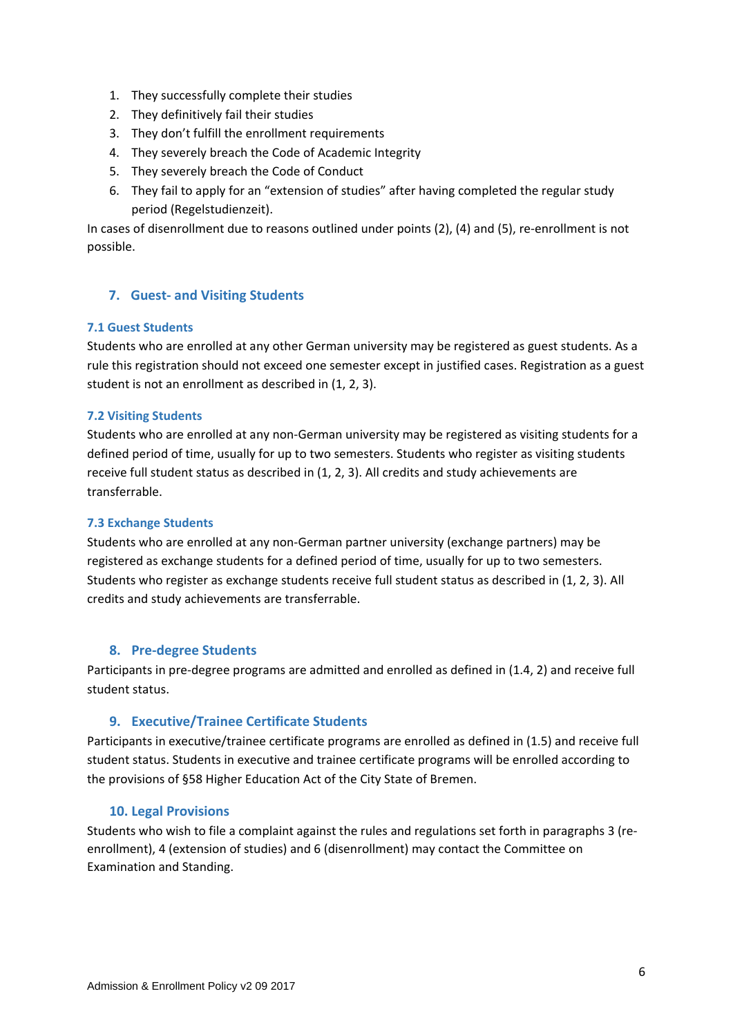1. They successfully complete their studies
2. They definitively fail their studies
3. They don't fulfill the enrollment requirements
4. They severely breach the Code of Academic Integrity
5. They severely breach the Code of Conduct
6. They fail to apply for an "extension of studies" after having completed the regular study period (Regelstudienzeit).

In cases of disenrollment due to reasons outlined under points (2), (4) and (5), re-enrollment is not possible.

## 7. Guest- and Visiting Students

### 7.1 Guest Students

Students who are enrolled at any other German university may be registered as guest students. As a rule this registration should not exceed one semester except in justified cases. Registration as a guest student is not an enrollment as described in (1, 2, 3).

### 7.2 Visiting Students

Students who are enrolled at any non-German university may be registered as visiting students for a defined period of time, usually for up to two semesters. Students who register as visiting students receive full student status as described in (1, 2, 3). All credits and study achievements are transferrable.

### 7.3 Exchange Students

Students who are enrolled at any non-German partner university (exchange partners) may be registered as exchange students for a defined period of time, usually for up to two semesters. Students who register as exchange students receive full student status as described in (1, 2, 3). All credits and study achievements are transferrable.

## 8. Pre-degree Students

Participants in pre-degree programs are admitted and enrolled as defined in (1.4, 2) and receive full student status.

## 9. Executive/Trainee Certificate Students

Participants in executive/trainee certificate programs are enrolled as defined in (1.5) and receive full student status. Students in executive and trainee certificate programs will be enrolled according to the provisions of §58 Higher Education Act of the City State of Bremen.

## 10. Legal Provisions

Students who wish to file a complaint against the rules and regulations set forth in paragraphs 3 (re-enrollment), 4 (extension of studies) and 6 (disenrollment) may contact the Committee on Examination and Standing.